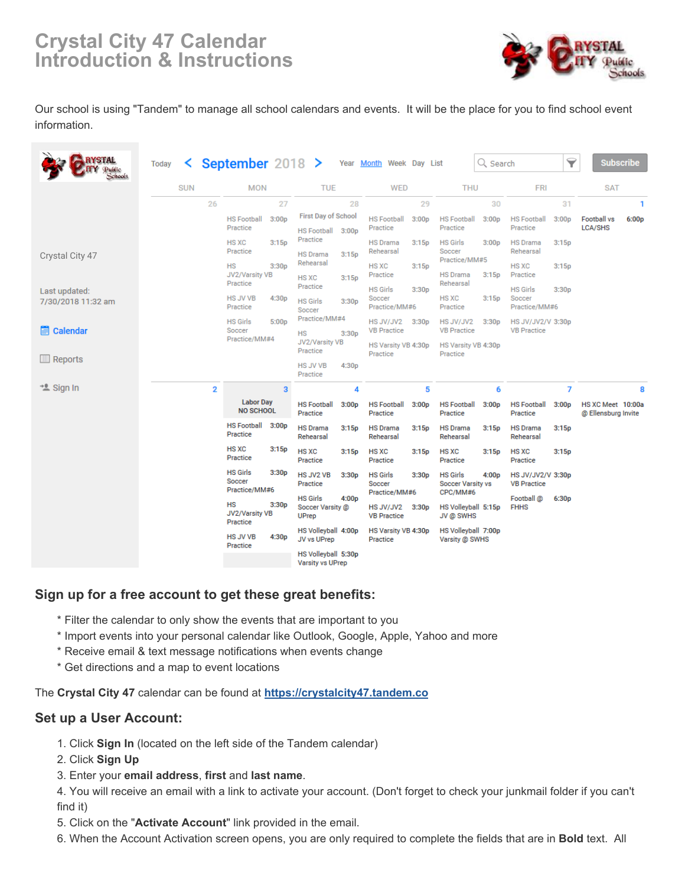# Crystal City 47 Calendar Introduction & Instructions

Our school is using "Tandem" to manage all school calendars and events. It will be the place for you to find school event information.

## Sign up for a free account to get these great benefits:

* Filter the calendar to only show the events that are important to you
* Import events into your personal calendar like Outlook, Google, Apple, Yahoo and more
* Receive email & text message notifications when events change
* Get directions and a map to event locations

The **Crystal City 47** calendar can be found at **https://crystalcity47.tandem.co**

## Set up a User Account:

1. Click **Sign In** (located on the left side of the Tandem calendar)
2. Click **Sign Up**
3. Enter your **email address**, **first** and **last name**.
4. You will receive an email with a link to activate your account. (Don't forget to check your junkmail folder if you can't find it)
5. Click on the "**Activate Account**" link provided in the email.
6. When the Account Activation screen opens, you are only required to complete the fields that are in **Bold** text. All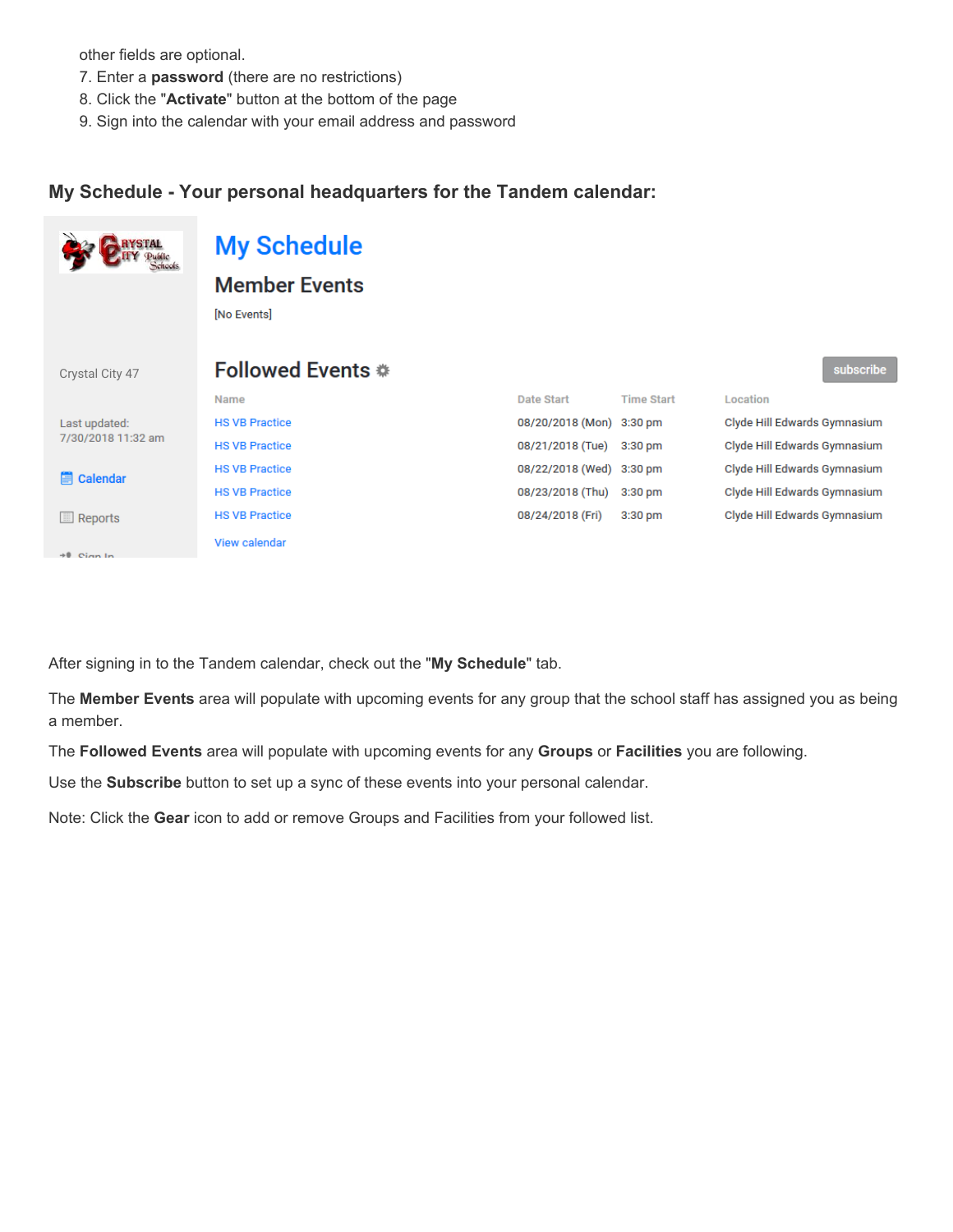other fields are optional.

7. Enter a **password** (there are no restrictions)
8. Click the "**Activate**" button at the bottom of the page
9. Sign into the calendar with your email address and password

### My Schedule - Your personal headquarters for the Tandem calendar:

Crystal City 47

Last updated: 7/30/2018 11:32 am

Calendar

Reports

Sign In

# My Schedule

## Member Events

[No Events]

## Followed Events

subscribe

| Name | Date Start | Time Start | Location |
| --- | --- | --- | --- |
| HS VB Practice | 08/20/2018 (Mon) | 3:30 pm | Clyde Hill Edwards Gymnasium |
| HS VB Practice | 08/21/2018 (Tue) | 3:30 pm | Clyde Hill Edwards Gymnasium |
| HS VB Practice | 08/22/2018 (Wed) | 3:30 pm | Clyde Hill Edwards Gymnasium |
| HS VB Practice | 08/23/2018 (Thu) | 3:30 pm | Clyde Hill Edwards Gymnasium |
| HS VB Practice | 08/24/2018 (Fri) | 3:30 pm | Clyde Hill Edwards Gymnasium |

View calendar

After signing in to the Tandem calendar, check out the "**My Schedule**" tab.

The **Member Events** area will populate with upcoming events for any group that the school staff has assigned you as being a member.

The **Followed Events** area will populate with upcoming events for any **Groups** or **Facilities** you are following.

Use the **Subscribe** button to set up a sync of these events into your personal calendar.

Note: Click the **Gear** icon to add or remove Groups and Facilities from your followed list.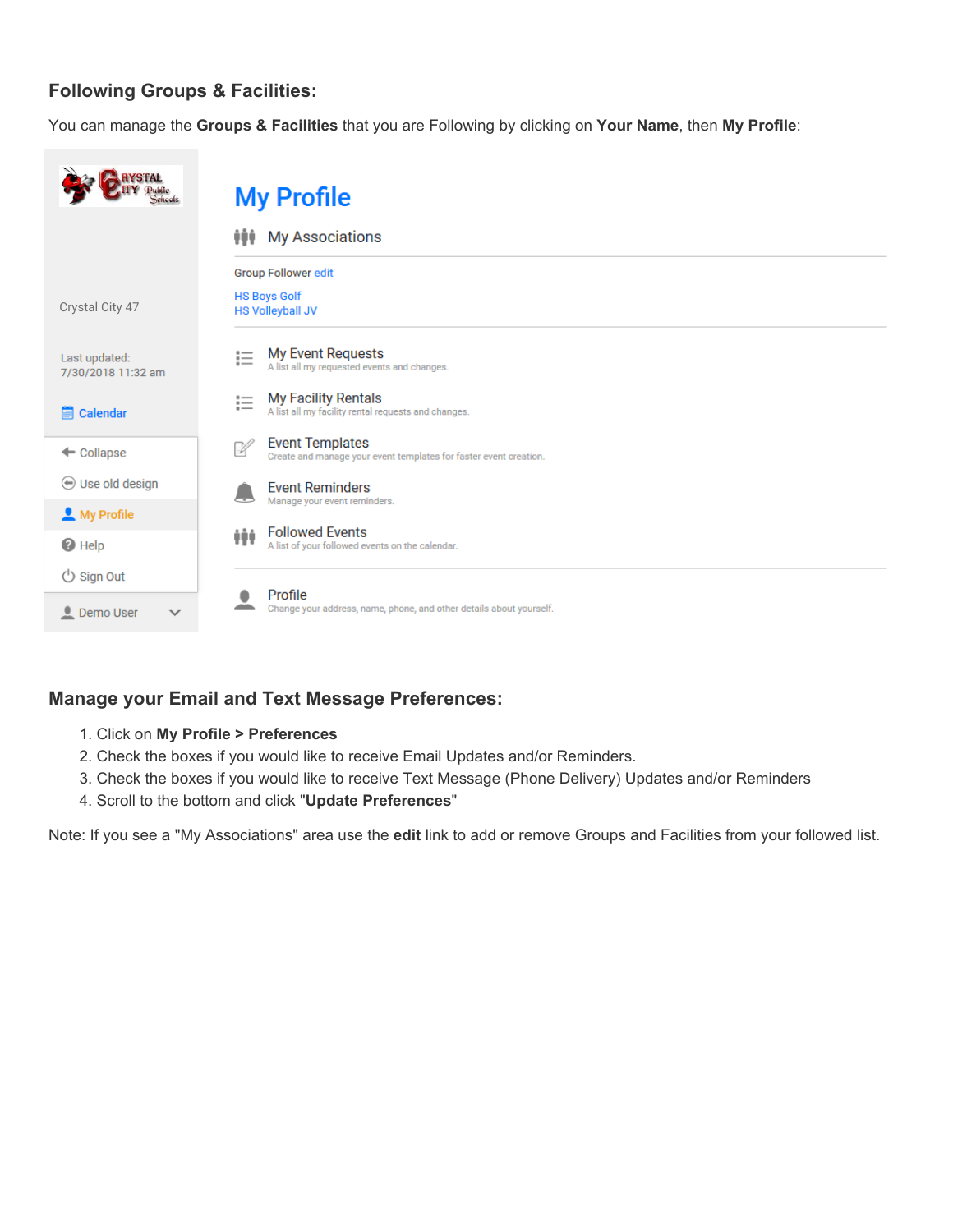## Following Groups & Facilities:

You can manage the **Groups & Facilities** that you are Following by clicking on **Your Name**, then **My Profile**:

Crystal City 47

Last updated:
7/30/2018 11:32 am

Calendar

Collapse

Use old design

My Profile

Help

Sign Out

Demo User

# My Profile

My Associations

Group Follower edit

HS Boys Golf
HS Volleyball JV

My Event Requests
A list all my requested events and changes.

My Facility Rentals
A list all my facility rental requests and changes.

Event Templates
Create and manage your event templates for faster event creation.

Event Reminders
Manage your event reminders.

Followed Events
A list of your followed events on the calendar.

Profile
Change your address, name, phone, and other details about yourself.

## Manage your Email and Text Message Preferences:

1. Click on **My Profile > Preferences**
2. Check the boxes if you would like to receive Email Updates and/or Reminders.
3. Check the boxes if you would like to receive Text Message (Phone Delivery) Updates and/or Reminders
4. Scroll to the bottom and click "**Update Preferences**"

Note: If you see a "My Associations" area use the **edit** link to add or remove Groups and Facilities from your followed list.